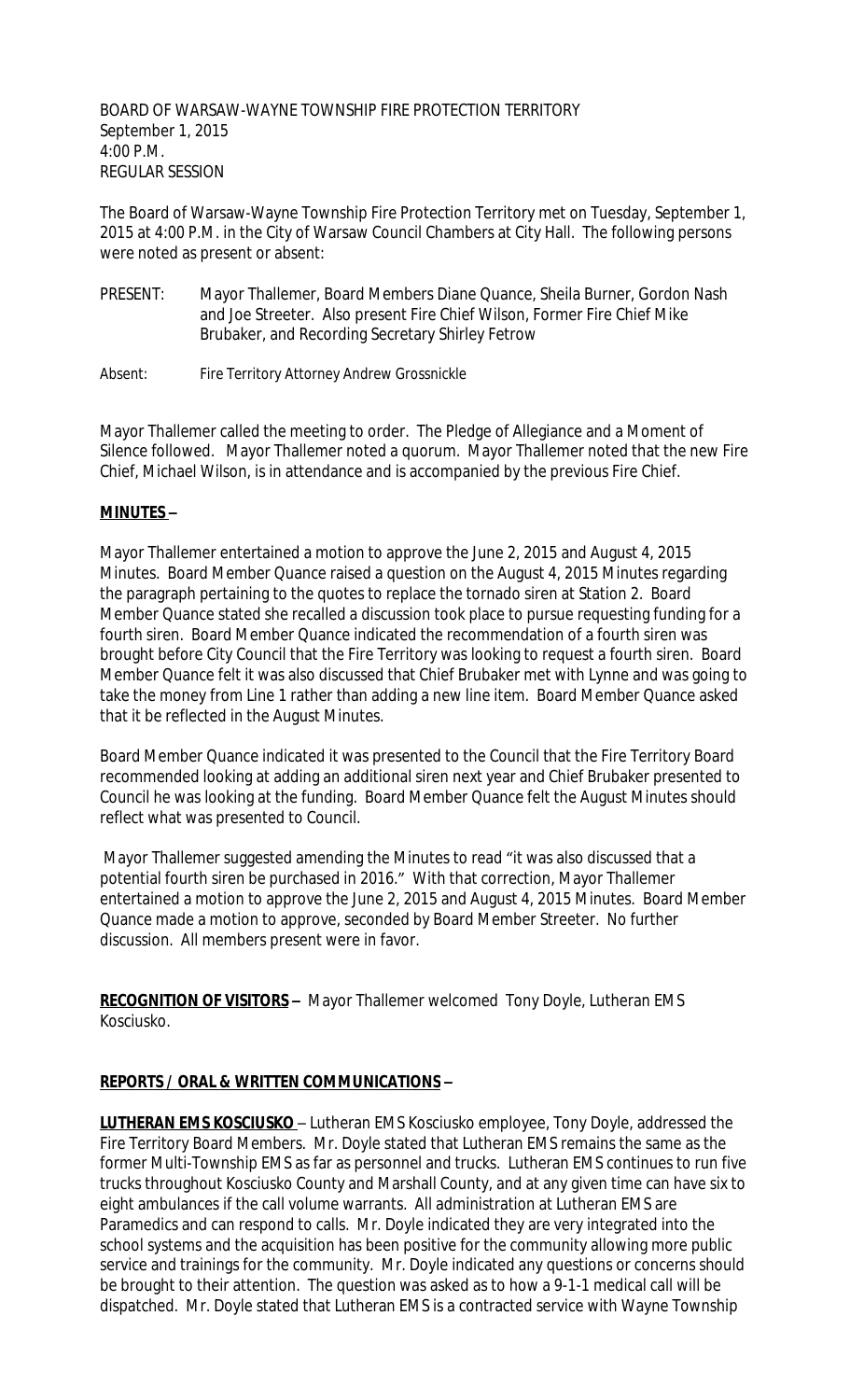BOARD OF WARSAW-WAYNE TOWNSHIP FIRE PROTECTION TERRITORY
September 1, 2015
4:00 P.M.
REGULAR SESSION

The Board of Warsaw-Wayne Township Fire Protection Territory met on Tuesday, September 1, 2015 at 4:00 P.M. in the City of Warsaw Council Chambers at City Hall. The following persons were noted as present or absent:

PRESENT: Mayor Thallemer, Board Members Diane Quance, Sheila Burner, Gordon Nash and Joe Streeter. Also present Fire Chief Wilson, Former Fire Chief Mike Brubaker, and Recording Secretary Shirley Fetrow

Absent: Fire Territory Attorney Andrew Grossnickle

Mayor Thallemer called the meeting to order. The Pledge of Allegiance and a Moment of Silence followed. Mayor Thallemer noted a quorum. Mayor Thallemer noted that the new Fire Chief, Michael Wilson, is in attendance and is accompanied by the previous Fire Chief.

**MINUTES –**

Mayor Thallemer entertained a motion to approve the June 2, 2015 and August 4, 2015 Minutes. Board Member Quance raised a question on the August 4, 2015 Minutes regarding the paragraph pertaining to the quotes to replace the tornado siren at Station 2. Board Member Quance stated she recalled a discussion took place to pursue requesting funding for a fourth siren. Board Member Quance indicated the recommendation of a fourth siren was brought before City Council that the Fire Territory was looking to request a fourth siren. Board Member Quance felt it was also discussed that Chief Brubaker met with Lynne and was going to take the money from Line 1 rather than adding a new line item. Board Member Quance asked that it be reflected in the August Minutes.

Board Member Quance indicated it was presented to the Council that the Fire Territory Board recommended looking at adding an additional siren next year and Chief Brubaker presented to Council he was looking at the funding. Board Member Quance felt the August Minutes should reflect what was presented to Council.

Mayor Thallemer suggested amending the Minutes to read "it was also discussed that a potential fourth siren be purchased in 2016." With that correction, Mayor Thallemer entertained a motion to approve the June 2, 2015 and August 4, 2015 Minutes. Board Member Quance made a motion to approve, seconded by Board Member Streeter. No further discussion. All members present were in favor.

**RECOGNITION OF VISITORS –** Mayor Thallemer welcomed Tony Doyle, Lutheran EMS Kosciusko.

**REPORTS / ORAL & WRITTEN COMMUNICATIONS –**

**LUTHERAN EMS KOSCIUSKO** – Lutheran EMS Kosciusko employee, Tony Doyle, addressed the Fire Territory Board Members. Mr. Doyle stated that Lutheran EMS remains the same as the former Multi-Township EMS as far as personnel and trucks. Lutheran EMS continues to run five trucks throughout Kosciusko County and Marshall County, and at any given time can have six to eight ambulances if the call volume warrants. All administration at Lutheran EMS are Paramedics and can respond to calls. Mr. Doyle indicated they are very integrated into the school systems and the acquisition has been positive for the community allowing more public service and trainings for the community. Mr. Doyle indicated any questions or concerns should be brought to their attention. The question was asked as to how a 9-1-1 medical call will be dispatched. Mr. Doyle stated that Lutheran EMS is a contracted service with Wayne Township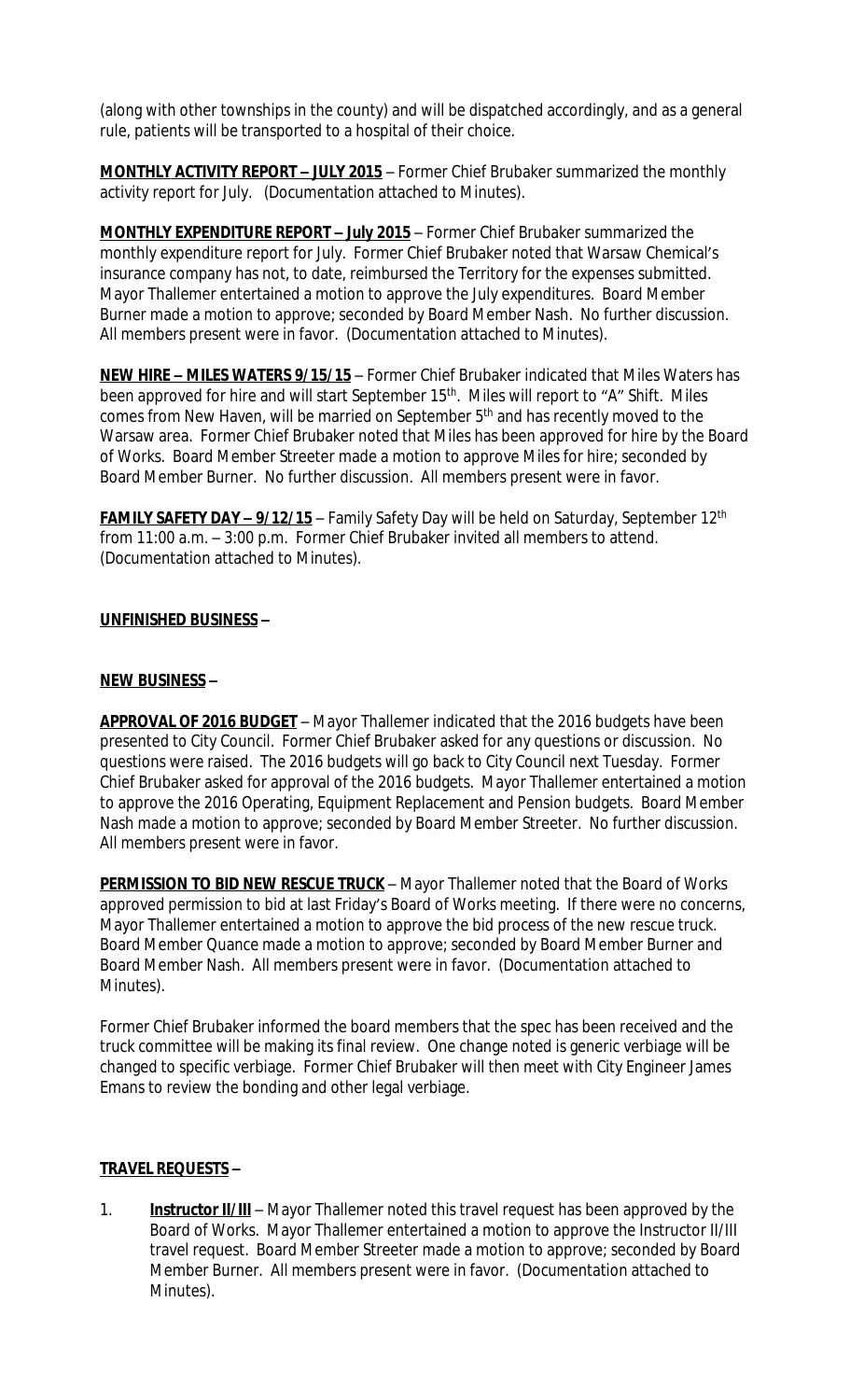(along with other townships in the county) and will be dispatched accordingly, and as a general rule, patients will be transported to a hospital of their choice.

**MONTHLY ACTIVITY REPORT – JULY 2015** – Former Chief Brubaker summarized the monthly activity report for July. (Documentation attached to Minutes).

**MONTHLY EXPENDITURE REPORT – July 2015** – Former Chief Brubaker summarized the monthly expenditure report for July. Former Chief Brubaker noted that Warsaw Chemical's insurance company has not, to date, reimbursed the Territory for the expenses submitted. Mayor Thallemer entertained a motion to approve the July expenditures. Board Member Burner made a motion to approve; seconded by Board Member Nash. No further discussion. All members present were in favor. (Documentation attached to Minutes).

**NEW HIRE – MILES WATERS 9/15/15** – Former Chief Brubaker indicated that Miles Waters has been approved for hire and will start September 15th. Miles will report to "A" Shift. Miles comes from New Haven, will be married on September 5th and has recently moved to the Warsaw area. Former Chief Brubaker noted that Miles has been approved for hire by the Board of Works. Board Member Streeter made a motion to approve Miles for hire; seconded by Board Member Burner. No further discussion. All members present were in favor.

**FAMILY SAFETY DAY – 9/12/15** – Family Safety Day will be held on Saturday, September 12th from 11:00 a.m. – 3:00 p.m. Former Chief Brubaker invited all members to attend. (Documentation attached to Minutes).

**UNFINISHED BUSINESS –**

**NEW BUSINESS –**

**APPROVAL OF 2016 BUDGET** – Mayor Thallemer indicated that the 2016 budgets have been presented to City Council. Former Chief Brubaker asked for any questions or discussion. No questions were raised. The 2016 budgets will go back to City Council next Tuesday. Former Chief Brubaker asked for approval of the 2016 budgets. Mayor Thallemer entertained a motion to approve the 2016 Operating, Equipment Replacement and Pension budgets. Board Member Nash made a motion to approve; seconded by Board Member Streeter. No further discussion. All members present were in favor.

**PERMISSION TO BID NEW RESCUE TRUCK** – Mayor Thallemer noted that the Board of Works approved permission to bid at last Friday's Board of Works meeting. If there were no concerns, Mayor Thallemer entertained a motion to approve the bid process of the new rescue truck. Board Member Quance made a motion to approve; seconded by Board Member Burner and Board Member Nash. All members present were in favor. (Documentation attached to Minutes).

Former Chief Brubaker informed the board members that the spec has been received and the truck committee will be making its final review. One change noted is generic verbiage will be changed to specific verbiage. Former Chief Brubaker will then meet with City Engineer James Emans to review the bonding and other legal verbiage.

**TRAVEL REQUESTS –**

1. **Instructor II/III** – Mayor Thallemer noted this travel request has been approved by the Board of Works. Mayor Thallemer entertained a motion to approve the Instructor II/III travel request. Board Member Streeter made a motion to approve; seconded by Board Member Burner. All members present were in favor. (Documentation attached to Minutes).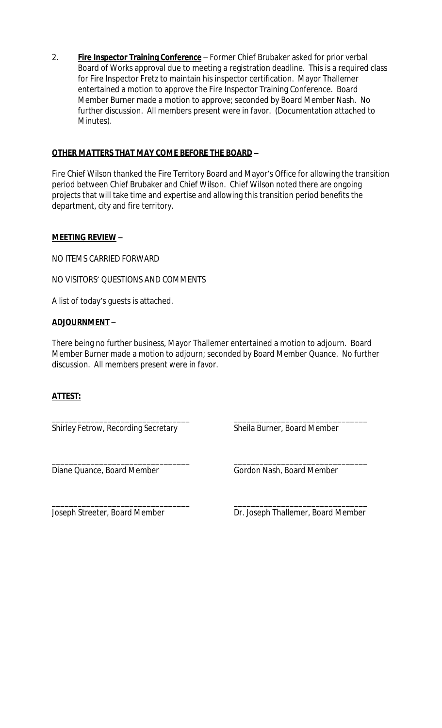2. **Fire Inspector Training Conference** – Former Chief Brubaker asked for prior verbal Board of Works approval due to meeting a registration deadline. This is a required class for Fire Inspector Fretz to maintain his inspector certification. Mayor Thallemer entertained a motion to approve the Fire Inspector Training Conference. Board Member Burner made a motion to approve; seconded by Board Member Nash. No further discussion. All members present were in favor. (Documentation attached to Minutes).

**OTHER MATTERS THAT MAY COME BEFORE THE BOARD** –

Fire Chief Wilson thanked the Fire Territory Board and Mayor's Office for allowing the transition period between Chief Brubaker and Chief Wilson. Chief Wilson noted there are ongoing projects that will take time and expertise and allowing this transition period benefits the department, city and fire territory.

**MEETING REVIEW** –

NO ITEMS CARRIED FORWARD

NO VISITORS' QUESTIONS AND COMMENTS

A list of today's guests is attached.

**ADJOURNMENT** –

There being no further business, Mayor Thallemer entertained a motion to adjourn. Board Member Burner made a motion to adjourn; seconded by Board Member Quance. No further discussion. All members present were in favor.

**ATTEST:**

| | |
|---|---|
| _______________________________ | _______________________________ |
| Shirley Fetrow, Recording Secretary | Sheila Burner, Board Member |
| _______________________________ | _______________________________ |
| Diane Quance, Board Member | Gordon Nash, Board Member |
| _______________________________ | _______________________________ |
| Joseph Streeter, Board Member | Dr. Joseph Thallemer, Board Member |